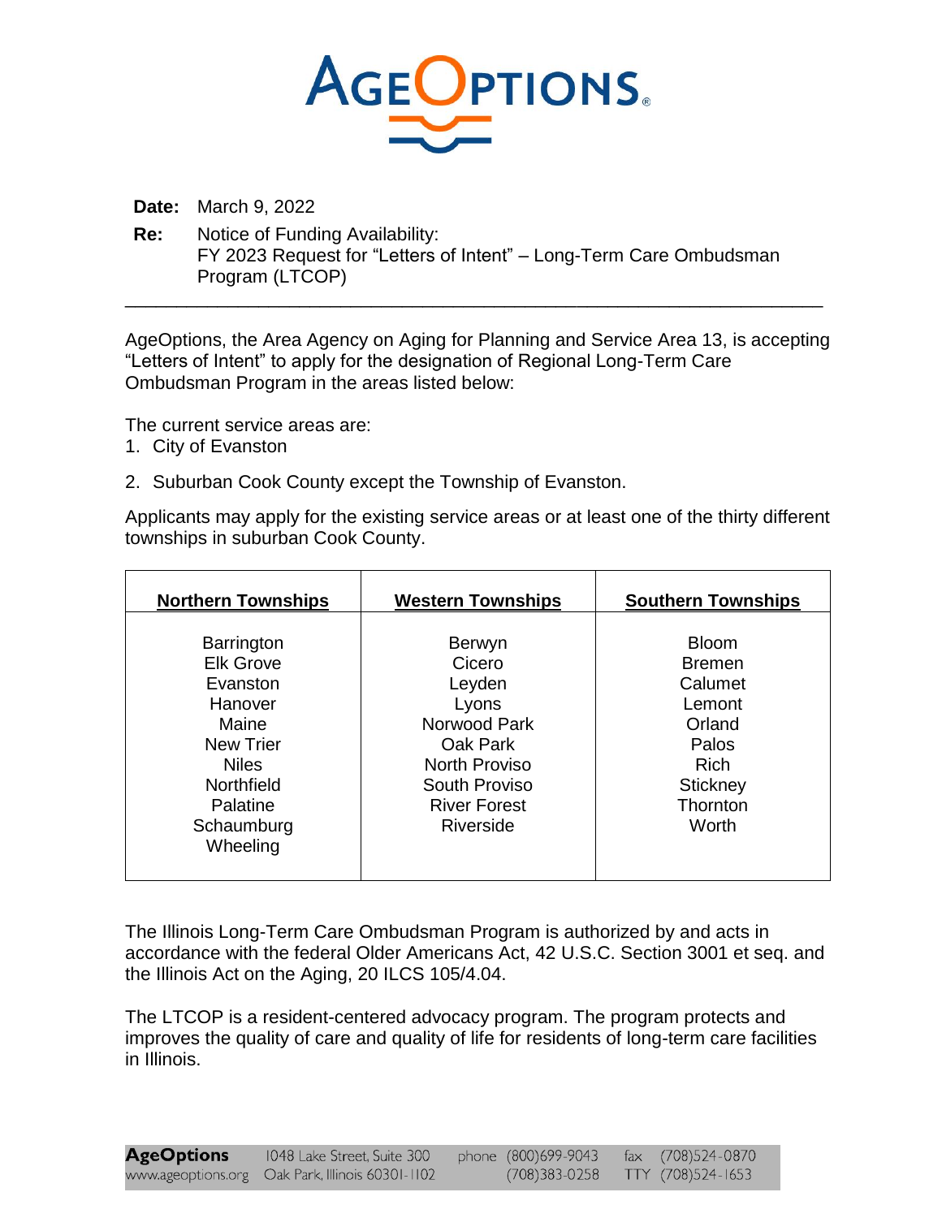# AgeOptions

**Date:** March 9, 2022

**Re:** Notice of Funding Availability:
FY 2023 Request for "Letters of Intent" – Long-Term Care Ombudsman Program (LTCOP)

---

AgeOptions, the Area Agency on Aging for Planning and Service Area 13, is accepting "Letters of Intent" to apply for the designation of Regional Long-Term Care Ombudsman Program in the areas listed below:

The current service areas are:

1. City of Evanston
2. Suburban Cook County except the Township of Evanston.

Applicants may apply for the existing service areas or at least one of the thirty different townships in suburban Cook County.

| Northern Townships | Western Townships | Southern Townships |
|---|---|---|
| Barrington | Berwyn | Bloom |
| Elk Grove | Cicero | Bremen |
| Evanston | Leyden | Calumet |
| Hanover | Lyons | Lemont |
| Maine | Norwood Park | Orland |
| New Trier | Oak Park | Palos |
| Niles | North Proviso | Rich |
| Northfield | South Proviso | Stickney |
| Palatine | River Forest | Thornton |
| Schaumburg | Riverside | Worth |
| Wheeling | | |

The Illinois Long-Term Care Ombudsman Program is authorized by and acts in accordance with the federal Older Americans Act, 42 U.S.C. Section 3001 et seq. and the Illinois Act on the Aging, 20 ILCS 105/4.04.

The LTCOP is a resident-centered advocacy program. The program protects and improves the quality of care and quality of life for residents of long-term care facilities in Illinois.

**AgeOptions** 1048 Lake Street, Suite 300, Oak Park, Illinois 60301-1102 | www.ageoptions.org | phone (800)699-9043, (708)383-0258 | fax (708)524-0870 | TTY (708)524-1653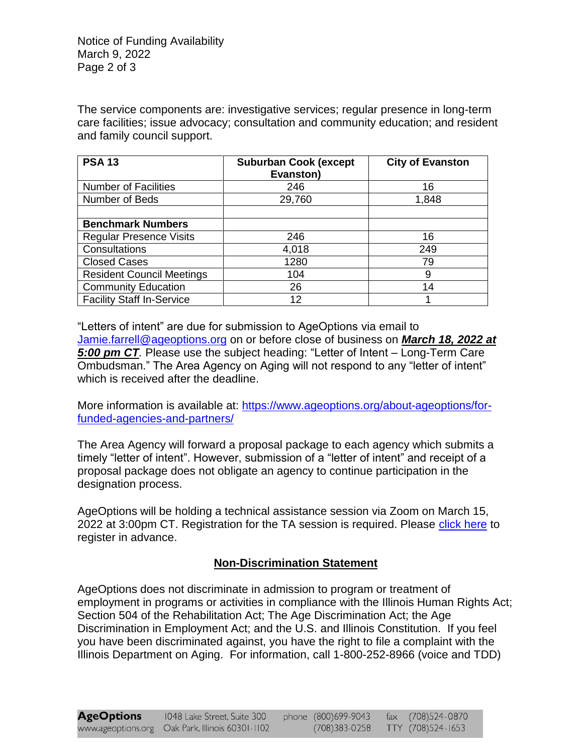The service components are: investigative services; regular presence in long-term care facilities; issue advocacy; consultation and community education; and resident and family council support.

| **PSA 13** | **Suburban Cook (except Evanston)** | **City of Evanston** |
|---|---|---|
| Number of Facilities | 246 | 16 |
| Number of Beds | 29,760 | 1,848 |
| | | |
| **Benchmark Numbers** | | |
| Regular Presence Visits | 246 | 16 |
| Consultations | 4,018 | 249 |
| Closed Cases | 1280 | 79 |
| Resident Council Meetings | 104 | 9 |
| Community Education | 26 | 14 |
| Facility Staff In-Service | 12 | 1 |

"Letters of intent" are due for submission to AgeOptions via email to Jamie.farrell@ageoptions.org on or before close of business on ***March 18, 2022 at 5:00 pm CT***. Please use the subject heading: "Letter of Intent – Long-Term Care Ombudsman." The Area Agency on Aging will not respond to any "letter of intent" which is received after the deadline.

More information is available at: https://www.ageoptions.org/about-ageoptions/for-funded-agencies-and-partners/

The Area Agency will forward a proposal package to each agency which submits a timely "letter of intent". However, submission of a "letter of intent" and receipt of a proposal package does not obligate an agency to continue participation in the designation process.

AgeOptions will be holding a technical assistance session via Zoom on March 15, 2022 at 3:00pm CT. Registration for the TA session is required. Please click here to register in advance.

## Non-Discrimination Statement

AgeOptions does not discriminate in admission to program or treatment of employment in programs or activities in compliance with the Illinois Human Rights Act; Section 504 of the Rehabilitation Act; The Age Discrimination Act; the Age Discrimination in Employment Act; and the U.S. and Illinois Constitution. If you feel you have been discriminated against, you have the right to file a complaint with the Illinois Department on Aging. For information, call 1-800-252-8966 (voice and TDD)

**AgeOptions** www.ageoptions.org 1048 Lake Street, Suite 300 Oak Park, Illinois 60301-1102 phone (800)699-9043 (708)383-0258 fax (708)524-0870 TTY (708)524-1653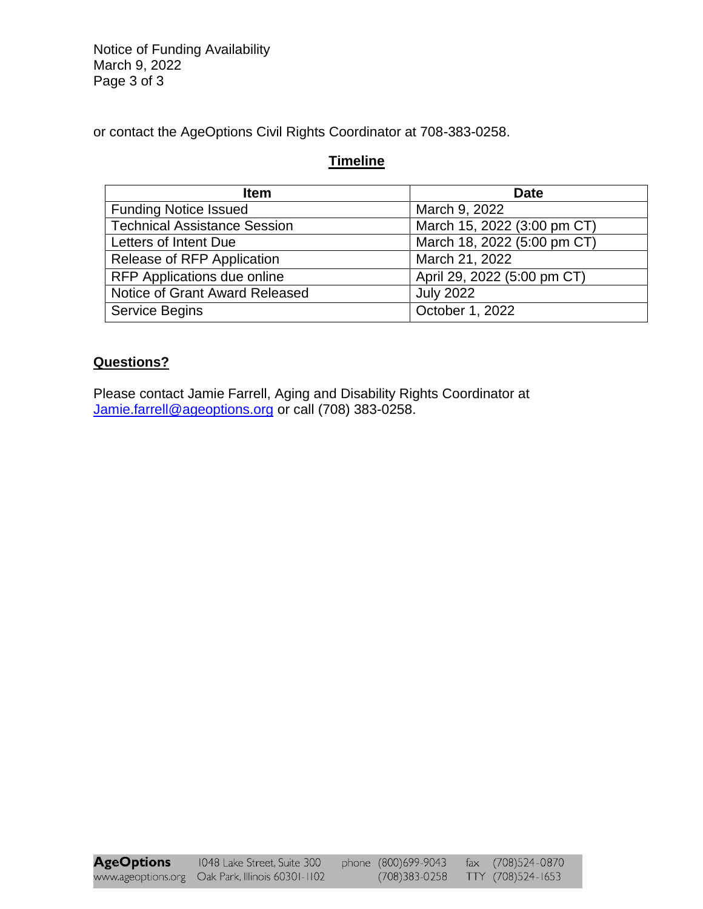or contact the AgeOptions Civil Rights Coordinator at 708-383-0258.

## Timeline

| Item | Date |
|---|---|
| Funding Notice Issued | March 9, 2022 |
| Technical Assistance Session | March 15, 2022 (3:00 pm CT) |
| Letters of Intent Due | March 18, 2022 (5:00 pm CT) |
| Release of RFP Application | March 21, 2022 |
| RFP Applications due online | April 29, 2022 (5:00 pm CT) |
| Notice of Grant Award Released | July 2022 |
| Service Begins | October 1, 2022 |

## Questions?

Please contact Jamie Farrell, Aging and Disability Rights Coordinator at Jamie.farrell@ageoptions.org or call (708) 383-0258.